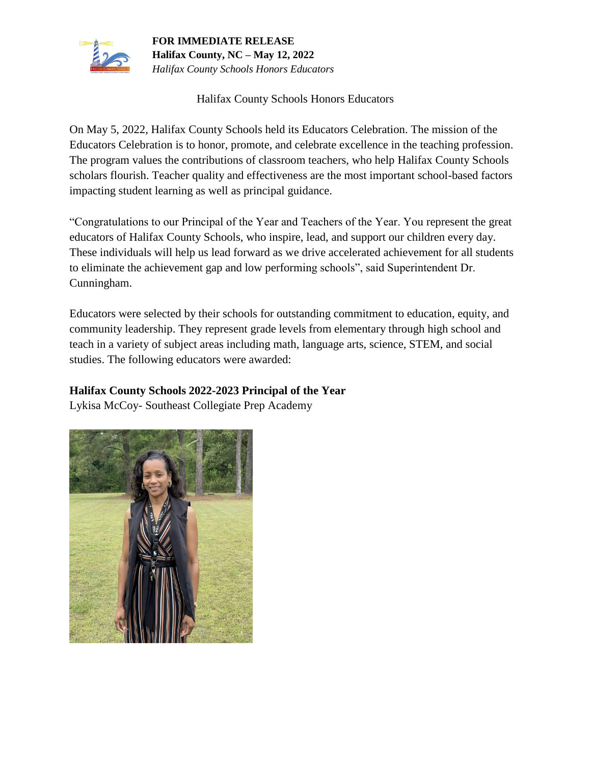**FOR IMMEDIATE RELEASE**
**Halifax County, NC – May 12, 2022**
*Halifax County Schools Honors Educators*

Halifax County Schools Honors Educators

On May 5, 2022, Halifax County Schools held its Educators Celebration. The mission of the Educators Celebration is to honor, promote, and celebrate excellence in the teaching profession. The program values the contributions of classroom teachers, who help Halifax County Schools scholars flourish. Teacher quality and effectiveness are the most important school-based factors impacting student learning as well as principal guidance.

"Congratulations to our Principal of the Year and Teachers of the Year. You represent the great educators of Halifax County Schools, who inspire, lead, and support our children every day. These individuals will help us lead forward as we drive accelerated achievement for all students to eliminate the achievement gap and low performing schools", said Superintendent Dr. Cunningham.

Educators were selected by their schools for outstanding commitment to education, equity, and community leadership. They represent grade levels from elementary through high school and teach in a variety of subject areas including math, language arts, science, STEM, and social studies. The following educators were awarded:

**Halifax County Schools 2022-2023 Principal of the Year**
Lykisa McCoy- Southeast Collegiate Prep Academy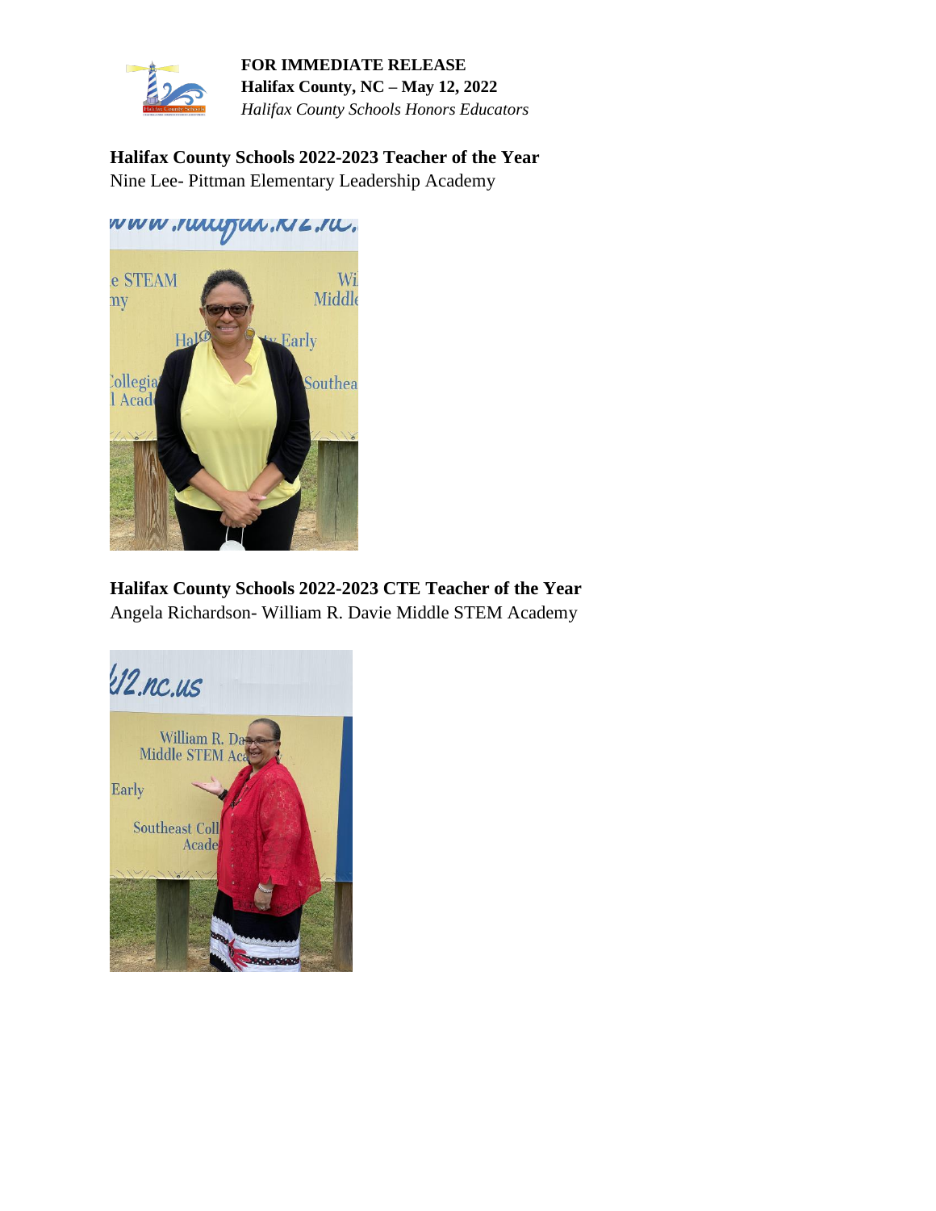**FOR IMMEDIATE RELEASE**
**Halifax County, NC – May 12, 2022**
*Halifax County Schools Honors Educators*

**Halifax County Schools 2022-2023 Teacher of the Year**
Nine Lee- Pittman Elementary Leadership Academy

**Halifax County Schools 2022-2023 CTE Teacher of the Year**
Angela Richardson- William R. Davie Middle STEM Academy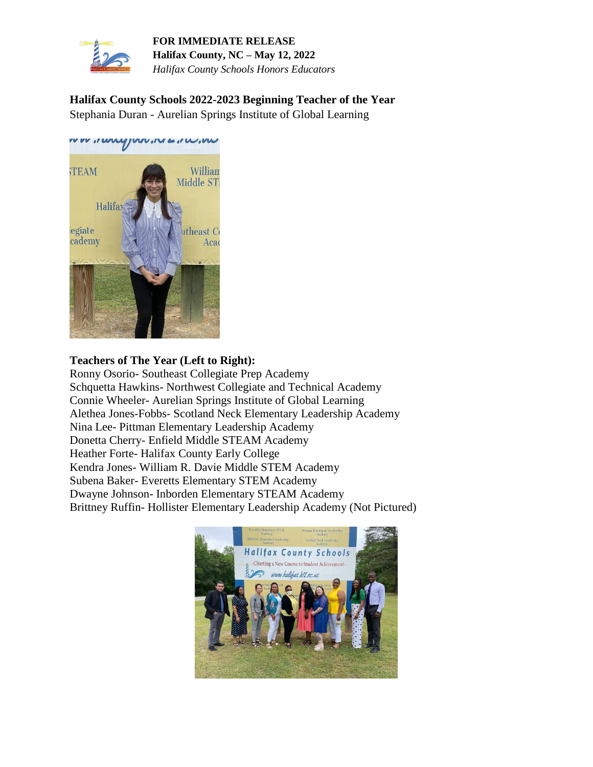**FOR IMMEDIATE RELEASE**
**Halifax County, NC – May 12, 2022**
*Halifax County Schools Honors Educators*

**Halifax County Schools 2022-2023 Beginning Teacher of the Year**
Stephania Duran - Aurelian Springs Institute of Global Learning

**Teachers of The Year (Left to Right):**
Ronny Osorio- Southeast Collegiate Prep Academy
Schquetta Hawkins- Northwest Collegiate and Technical Academy
Connie Wheeler- Aurelian Springs Institute of Global Learning
Alethea Jones-Fobbs- Scotland Neck Elementary Leadership Academy
Nina Lee- Pittman Elementary Leadership Academy
Donetta Cherry- Enfield Middle STEAM Academy
Heather Forte- Halifax County Early College
Kendra Jones- William R. Davie Middle STEM Academy
Subena Baker- Everetts Elementary STEM Academy
Dwayne Johnson- Inborden Elementary STEAM Academy
Brittney Ruffin- Hollister Elementary Leadership Academy (Not Pictured)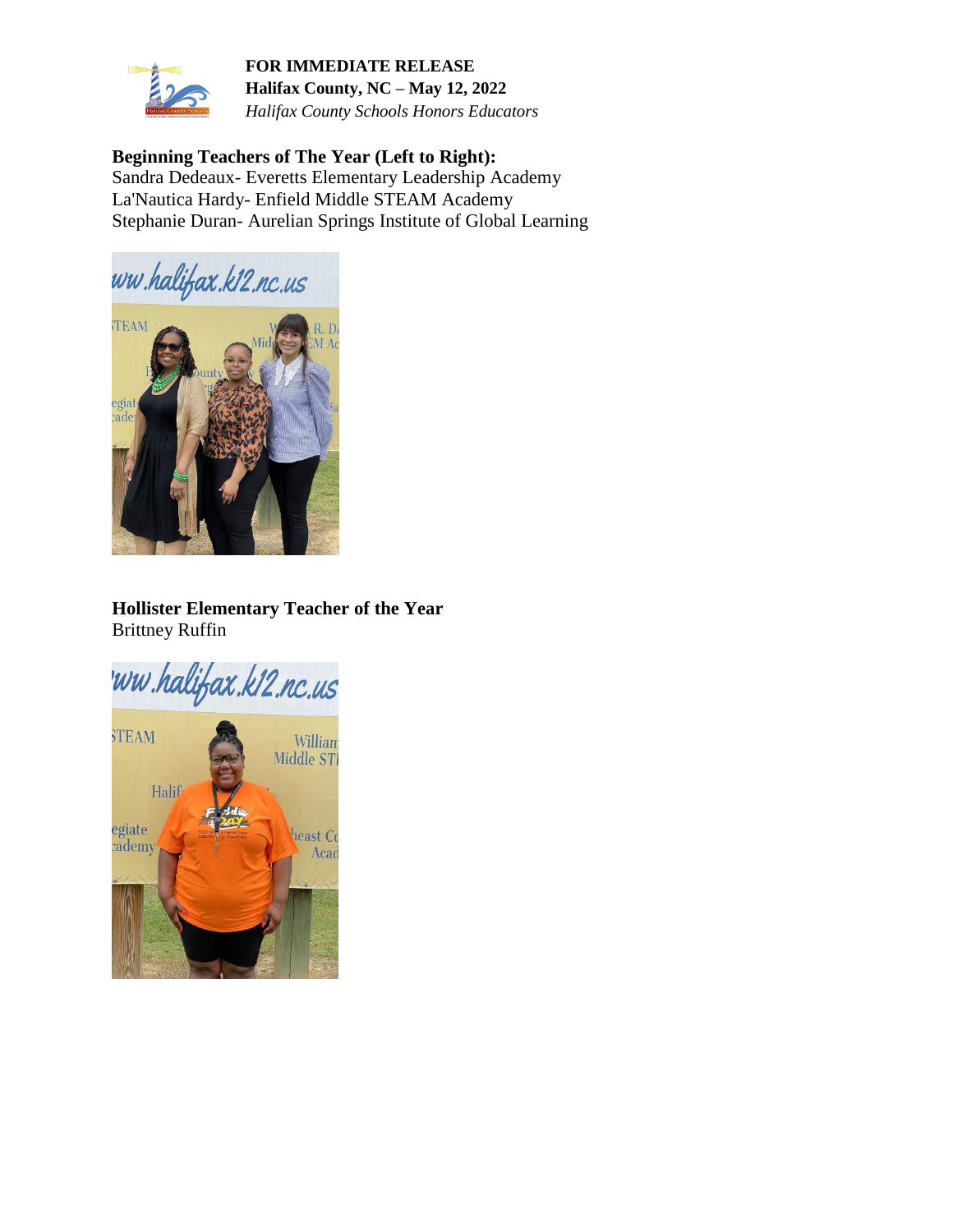**FOR IMMEDIATE RELEASE**
**Halifax County, NC – May 12, 2022**
*Halifax County Schools Honors Educators*

**Beginning Teachers of The Year (Left to Right):**
Sandra Dedeaux- Everetts Elementary Leadership Academy
La'Nautica Hardy- Enfield Middle STEAM Academy
Stephanie Duran- Aurelian Springs Institute of Global Learning

**Hollister Elementary Teacher of the Year**
Brittney Ruffin